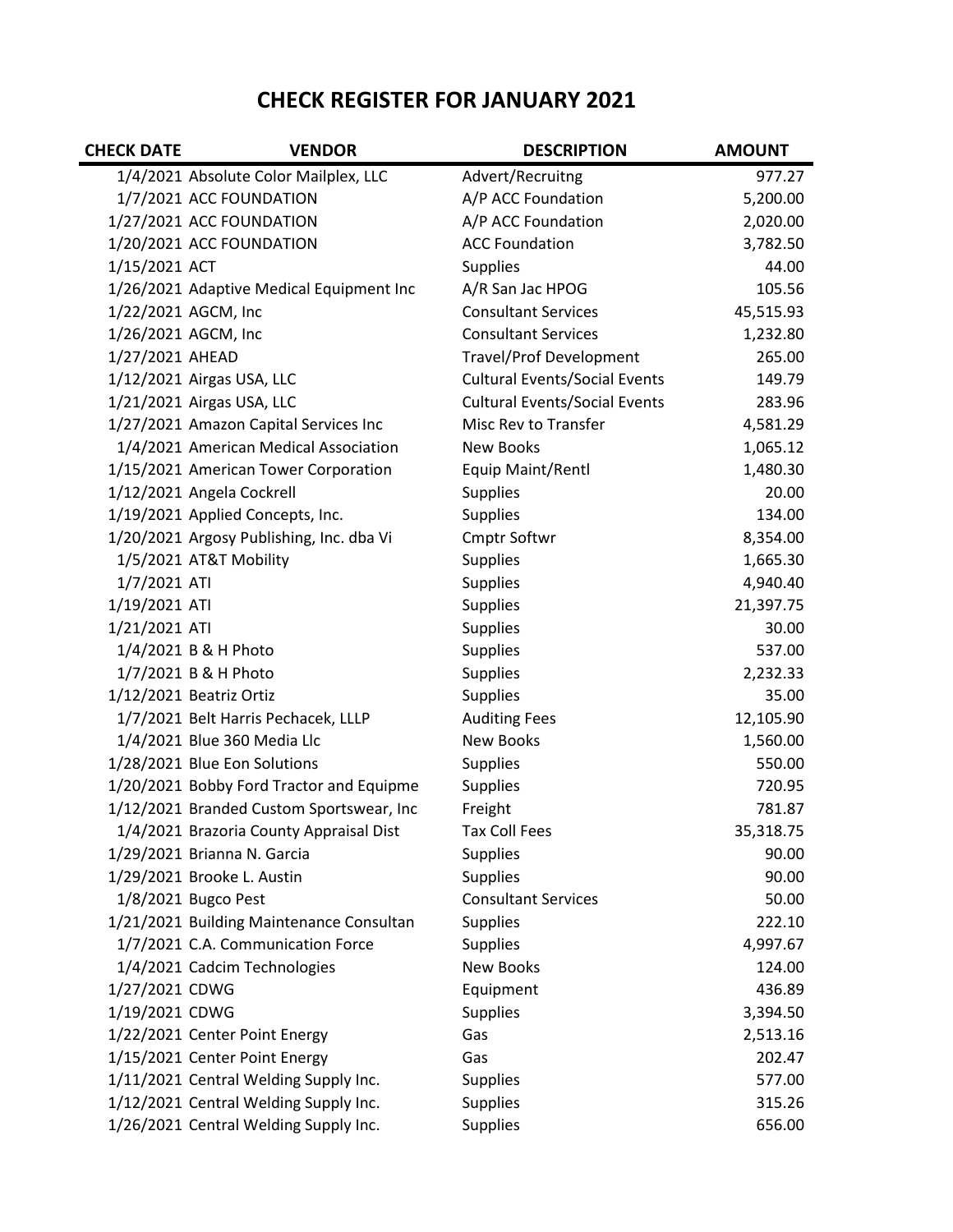# CHECK REGISTER FOR JANUARY 2021

| CHECK DATE | VENDOR | DESCRIPTION | AMOUNT |
|---|---|---|---|
| 1/4/2021 | Absolute Color Mailplex, LLC | Advert/Recruitng | 977.27 |
| 1/7/2021 | ACC FOUNDATION | A/P ACC Foundation | 5,200.00 |
| 1/27/2021 | ACC FOUNDATION | A/P ACC Foundation | 2,020.00 |
| 1/20/2021 | ACC FOUNDATION | ACC Foundation | 3,782.50 |
| 1/15/2021 | ACT | Supplies | 44.00 |
| 1/26/2021 | Adaptive Medical Equipment Inc | A/R San Jac HPOG | 105.56 |
| 1/22/2021 | AGCM, Inc | Consultant Services | 45,515.93 |
| 1/26/2021 | AGCM, Inc | Consultant Services | 1,232.80 |
| 1/27/2021 | AHEAD | Travel/Prof Development | 265.00 |
| 1/12/2021 | Airgas USA, LLC | Cultural Events/Social Events | 149.79 |
| 1/21/2021 | Airgas USA, LLC | Cultural Events/Social Events | 283.96 |
| 1/27/2021 | Amazon Capital Services Inc | Misc Rev to Transfer | 4,581.29 |
| 1/4/2021 | American Medical Association | New Books | 1,065.12 |
| 1/15/2021 | American Tower Corporation | Equip Maint/Rentl | 1,480.30 |
| 1/12/2021 | Angela Cockrell | Supplies | 20.00 |
| 1/19/2021 | Applied Concepts, Inc. | Supplies | 134.00 |
| 1/20/2021 | Argosy Publishing, Inc. dba Vi | Cmptr Softwr | 8,354.00 |
| 1/5/2021 | AT&T Mobility | Supplies | 1,665.30 |
| 1/7/2021 | ATI | Supplies | 4,940.40 |
| 1/19/2021 | ATI | Supplies | 21,397.75 |
| 1/21/2021 | ATI | Supplies | 30.00 |
| 1/4/2021 | B & H Photo | Supplies | 537.00 |
| 1/7/2021 | B & H Photo | Supplies | 2,232.33 |
| 1/12/2021 | Beatriz Ortiz | Supplies | 35.00 |
| 1/7/2021 | Belt Harris Pechacek, LLLP | Auditing Fees | 12,105.90 |
| 1/4/2021 | Blue 360 Media Llc | New Books | 1,560.00 |
| 1/28/2021 | Blue Eon Solutions | Supplies | 550.00 |
| 1/20/2021 | Bobby Ford Tractor and Equipme | Supplies | 720.95 |
| 1/12/2021 | Branded Custom Sportswear, Inc | Freight | 781.87 |
| 1/4/2021 | Brazoria County Appraisal Dist | Tax Coll Fees | 35,318.75 |
| 1/29/2021 | Brianna N. Garcia | Supplies | 90.00 |
| 1/29/2021 | Brooke L. Austin | Supplies | 90.00 |
| 1/8/2021 | Bugco Pest | Consultant Services | 50.00 |
| 1/21/2021 | Building Maintenance Consultan | Supplies | 222.10 |
| 1/7/2021 | C.A. Communication Force | Supplies | 4,997.67 |
| 1/4/2021 | Cadcim Technologies | New Books | 124.00 |
| 1/27/2021 | CDWG | Equipment | 436.89 |
| 1/19/2021 | CDWG | Supplies | 3,394.50 |
| 1/22/2021 | Center Point Energy | Gas | 2,513.16 |
| 1/15/2021 | Center Point Energy | Gas | 202.47 |
| 1/11/2021 | Central Welding Supply Inc. | Supplies | 577.00 |
| 1/12/2021 | Central Welding Supply Inc. | Supplies | 315.26 |
| 1/26/2021 | Central Welding Supply Inc. | Supplies | 656.00 |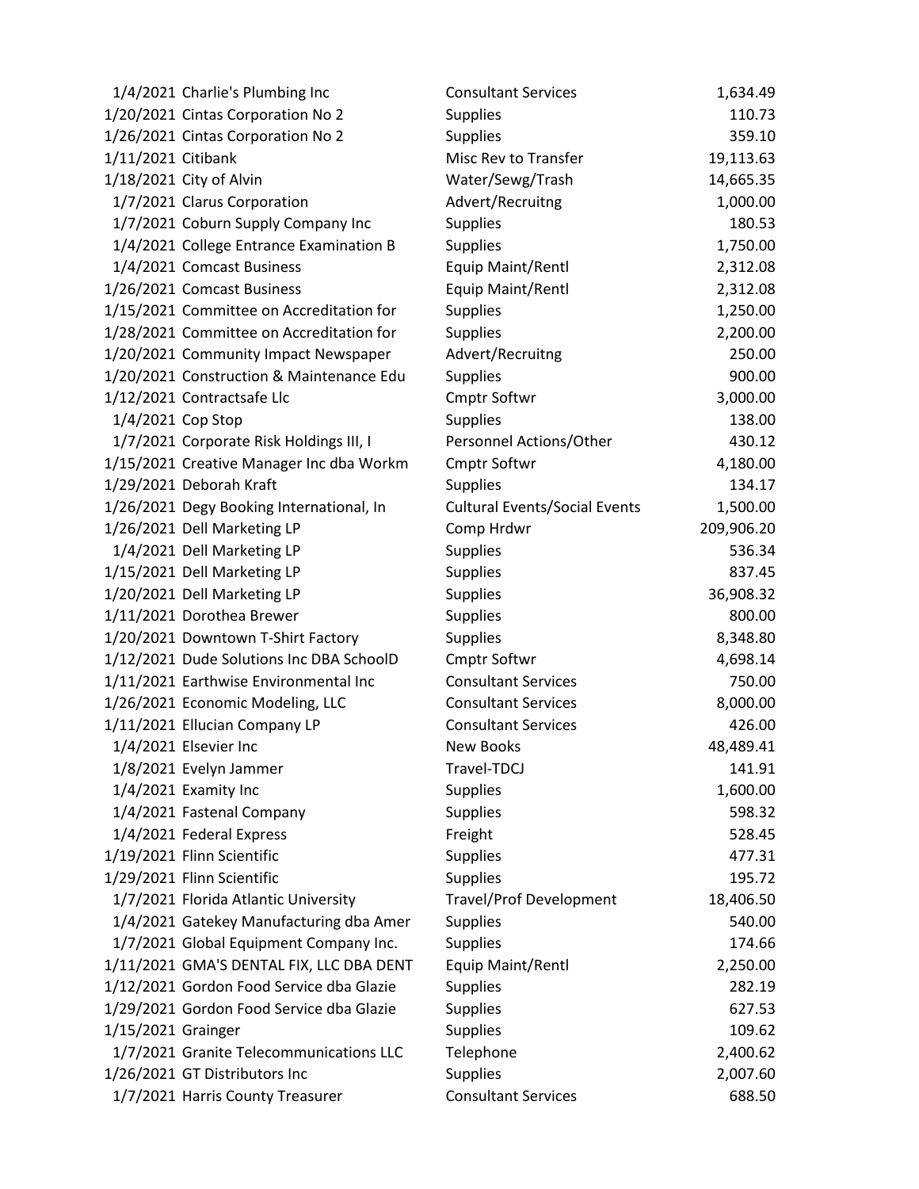| | | | |
|---|---|---|---|
| 1/4/2021 | Charlie's Plumbing Inc | Consultant Services | 1,634.49 |
| 1/20/2021 | Cintas Corporation No 2 | Supplies | 110.73 |
| 1/26/2021 | Cintas Corporation No 2 | Supplies | 359.10 |
| 1/11/2021 | Citibank | Misc Rev to Transfer | 19,113.63 |
| 1/18/2021 | City of Alvin | Water/Sewg/Trash | 14,665.35 |
| 1/7/2021 | Clarus Corporation | Advert/Recruitng | 1,000.00 |
| 1/7/2021 | Coburn Supply Company Inc | Supplies | 180.53 |
| 1/4/2021 | College Entrance Examination B | Supplies | 1,750.00 |
| 1/4/2021 | Comcast Business | Equip Maint/Rentl | 2,312.08 |
| 1/26/2021 | Comcast Business | Equip Maint/Rentl | 2,312.08 |
| 1/15/2021 | Committee on Accreditation for | Supplies | 1,250.00 |
| 1/28/2021 | Committee on Accreditation for | Supplies | 2,200.00 |
| 1/20/2021 | Community Impact Newspaper | Advert/Recruitng | 250.00 |
| 1/20/2021 | Construction & Maintenance Edu | Supplies | 900.00 |
| 1/12/2021 | Contractsafe Llc | Cmptr Softwr | 3,000.00 |
| 1/4/2021 | Cop Stop | Supplies | 138.00 |
| 1/7/2021 | Corporate Risk Holdings III, I | Personnel Actions/Other | 430.12 |
| 1/15/2021 | Creative Manager Inc dba Workm | Cmptr Softwr | 4,180.00 |
| 1/29/2021 | Deborah Kraft | Supplies | 134.17 |
| 1/26/2021 | Degy Booking International, In | Cultural Events/Social Events | 1,500.00 |
| 1/26/2021 | Dell Marketing LP | Comp Hrdwr | 209,906.20 |
| 1/4/2021 | Dell Marketing LP | Supplies | 536.34 |
| 1/15/2021 | Dell Marketing LP | Supplies | 837.45 |
| 1/20/2021 | Dell Marketing LP | Supplies | 36,908.32 |
| 1/11/2021 | Dorothea Brewer | Supplies | 800.00 |
| 1/20/2021 | Downtown T-Shirt Factory | Supplies | 8,348.80 |
| 1/12/2021 | Dude Solutions Inc DBA SchoolD | Cmptr Softwr | 4,698.14 |
| 1/11/2021 | Earthwise Environmental Inc | Consultant Services | 750.00 |
| 1/26/2021 | Economic Modeling, LLC | Consultant Services | 8,000.00 |
| 1/11/2021 | Ellucian Company LP | Consultant Services | 426.00 |
| 1/4/2021 | Elsevier Inc | New Books | 48,489.41 |
| 1/8/2021 | Evelyn Jammer | Travel-TDCJ | 141.91 |
| 1/4/2021 | Examity Inc | Supplies | 1,600.00 |
| 1/4/2021 | Fastenal Company | Supplies | 598.32 |
| 1/4/2021 | Federal Express | Freight | 528.45 |
| 1/19/2021 | Flinn Scientific | Supplies | 477.31 |
| 1/29/2021 | Flinn Scientific | Supplies | 195.72 |
| 1/7/2021 | Florida Atlantic University | Travel/Prof Development | 18,406.50 |
| 1/4/2021 | Gatekey Manufacturing dba Amer | Supplies | 540.00 |
| 1/7/2021 | Global Equipment Company Inc. | Supplies | 174.66 |
| 1/11/2021 | GMA'S DENTAL FIX, LLC DBA DENT | Equip Maint/Rentl | 2,250.00 |
| 1/12/2021 | Gordon Food Service dba Glazie | Supplies | 282.19 |
| 1/29/2021 | Gordon Food Service dba Glazie | Supplies | 627.53 |
| 1/15/2021 | Grainger | Supplies | 109.62 |
| 1/7/2021 | Granite Telecommunications LLC | Telephone | 2,400.62 |
| 1/26/2021 | GT Distributors Inc | Supplies | 2,007.60 |
| 1/7/2021 | Harris County Treasurer | Consultant Services | 688.50 |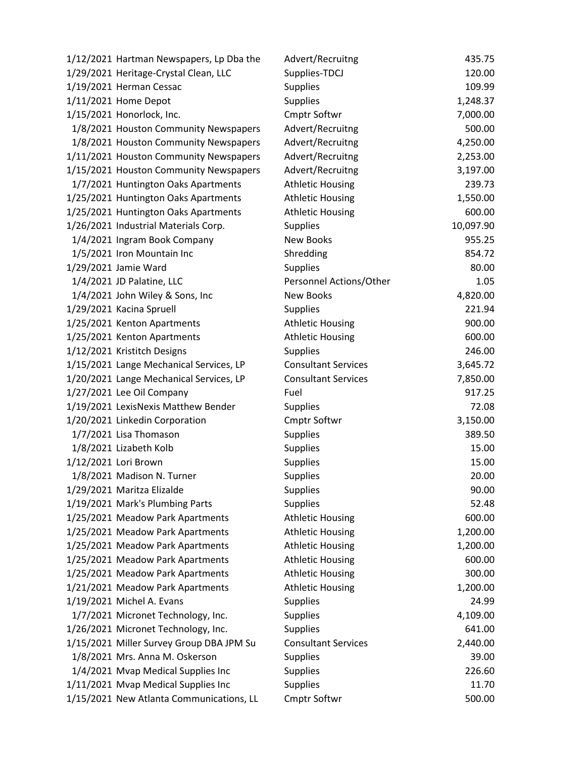| Date | Vendor | Category | Amount |
|---|---|---|---|
| 1/12/2021 | Hartman Newspapers, Lp Dba the | Advert/Recruitng | 435.75 |
| 1/29/2021 | Heritage-Crystal Clean, LLC | Supplies-TDCJ | 120.00 |
| 1/19/2021 | Herman Cessac | Supplies | 109.99 |
| 1/11/2021 | Home Depot | Supplies | 1,248.37 |
| 1/15/2021 | Honorlock, Inc. | Cmptr Softwr | 7,000.00 |
| 1/8/2021 | Houston Community Newspapers | Advert/Recruitng | 500.00 |
| 1/8/2021 | Houston Community Newspapers | Advert/Recruitng | 4,250.00 |
| 1/11/2021 | Houston Community Newspapers | Advert/Recruitng | 2,253.00 |
| 1/15/2021 | Houston Community Newspapers | Advert/Recruitng | 3,197.00 |
| 1/7/2021 | Huntington Oaks Apartments | Athletic Housing | 239.73 |
| 1/25/2021 | Huntington Oaks Apartments | Athletic Housing | 1,550.00 |
| 1/25/2021 | Huntington Oaks Apartments | Athletic Housing | 600.00 |
| 1/26/2021 | Industrial Materials Corp. | Supplies | 10,097.90 |
| 1/4/2021 | Ingram Book Company | New Books | 955.25 |
| 1/5/2021 | Iron Mountain Inc | Shredding | 854.72 |
| 1/29/2021 | Jamie Ward | Supplies | 80.00 |
| 1/4/2021 | JD Palatine, LLC | Personnel Actions/Other | 1.05 |
| 1/4/2021 | John Wiley & Sons, Inc | New Books | 4,820.00 |
| 1/29/2021 | Kacina Spruell | Supplies | 221.94 |
| 1/25/2021 | Kenton Apartments | Athletic Housing | 900.00 |
| 1/25/2021 | Kenton Apartments | Athletic Housing | 600.00 |
| 1/12/2021 | Kristitch Designs | Supplies | 246.00 |
| 1/15/2021 | Lange Mechanical Services, LP | Consultant Services | 3,645.72 |
| 1/20/2021 | Lange Mechanical Services, LP | Consultant Services | 7,850.00 |
| 1/27/2021 | Lee Oil Company | Fuel | 917.25 |
| 1/19/2021 | LexisNexis Matthew Bender | Supplies | 72.08 |
| 1/20/2021 | Linkedin Corporation | Cmptr Softwr | 3,150.00 |
| 1/7/2021 | Lisa Thomason | Supplies | 389.50 |
| 1/8/2021 | Lizabeth Kolb | Supplies | 15.00 |
| 1/12/2021 | Lori Brown | Supplies | 15.00 |
| 1/8/2021 | Madison N. Turner | Supplies | 20.00 |
| 1/29/2021 | Maritza Elizalde | Supplies | 90.00 |
| 1/19/2021 | Mark's Plumbing Parts | Supplies | 52.48 |
| 1/25/2021 | Meadow Park Apartments | Athletic Housing | 600.00 |
| 1/25/2021 | Meadow Park Apartments | Athletic Housing | 1,200.00 |
| 1/25/2021 | Meadow Park Apartments | Athletic Housing | 1,200.00 |
| 1/25/2021 | Meadow Park Apartments | Athletic Housing | 600.00 |
| 1/25/2021 | Meadow Park Apartments | Athletic Housing | 300.00 |
| 1/21/2021 | Meadow Park Apartments | Athletic Housing | 1,200.00 |
| 1/19/2021 | Michel A. Evans | Supplies | 24.99 |
| 1/7/2021 | Micronet Technology, Inc. | Supplies | 4,109.00 |
| 1/26/2021 | Micronet Technology, Inc. | Supplies | 641.00 |
| 1/15/2021 | Miller Survey Group DBA JPM Su | Consultant Services | 2,440.00 |
| 1/8/2021 | Mrs. Anna M. Oskerson | Supplies | 39.00 |
| 1/4/2021 | Mvap Medical Supplies Inc | Supplies | 226.60 |
| 1/11/2021 | Mvap Medical Supplies Inc | Supplies | 11.70 |
| 1/15/2021 | New Atlanta Communications, LL | Cmptr Softwr | 500.00 |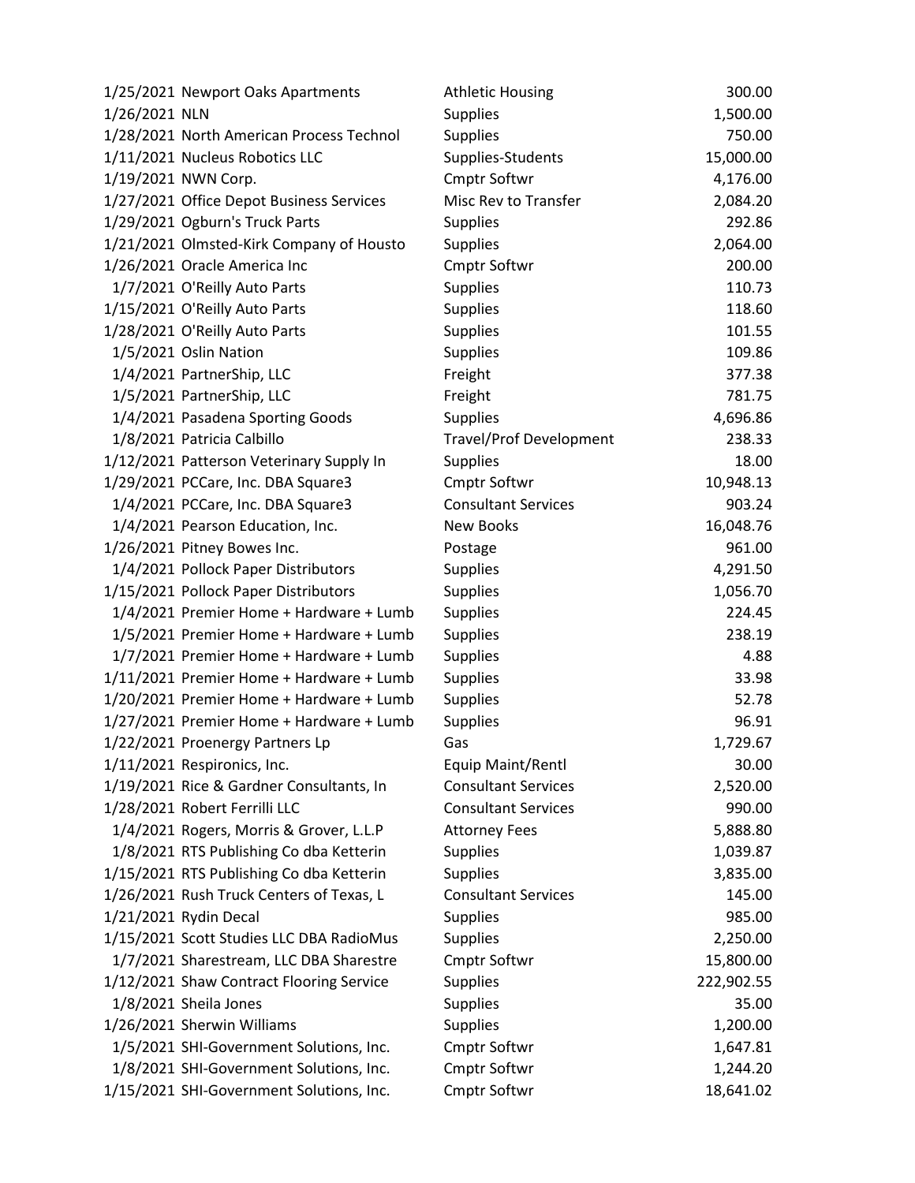| | | | |
|---|---|---|---|
| 1/25/2021 | Newport Oaks Apartments | Athletic Housing | 300.00 |
| 1/26/2021 | NLN | Supplies | 1,500.00 |
| 1/28/2021 | North American Process Technol | Supplies | 750.00 |
| 1/11/2021 | Nucleus Robotics LLC | Supplies-Students | 15,000.00 |
| 1/19/2021 | NWN Corp. | Cmptr Softwr | 4,176.00 |
| 1/27/2021 | Office Depot Business Services | Misc Rev to Transfer | 2,084.20 |
| 1/29/2021 | Ogburn's Truck Parts | Supplies | 292.86 |
| 1/21/2021 | Olmsted-Kirk Company of Housto | Supplies | 2,064.00 |
| 1/26/2021 | Oracle America Inc | Cmptr Softwr | 200.00 |
| 1/7/2021 | O'Reilly Auto Parts | Supplies | 110.73 |
| 1/15/2021 | O'Reilly Auto Parts | Supplies | 118.60 |
| 1/28/2021 | O'Reilly Auto Parts | Supplies | 101.55 |
| 1/5/2021 | Oslin Nation | Supplies | 109.86 |
| 1/4/2021 | PartnerShip, LLC | Freight | 377.38 |
| 1/5/2021 | PartnerShip, LLC | Freight | 781.75 |
| 1/4/2021 | Pasadena Sporting Goods | Supplies | 4,696.86 |
| 1/8/2021 | Patricia Calbillo | Travel/Prof Development | 238.33 |
| 1/12/2021 | Patterson Veterinary Supply In | Supplies | 18.00 |
| 1/29/2021 | PCCare, Inc. DBA Square3 | Cmptr Softwr | 10,948.13 |
| 1/4/2021 | PCCare, Inc. DBA Square3 | Consultant Services | 903.24 |
| 1/4/2021 | Pearson Education, Inc. | New Books | 16,048.76 |
| 1/26/2021 | Pitney Bowes Inc. | Postage | 961.00 |
| 1/4/2021 | Pollock Paper Distributors | Supplies | 4,291.50 |
| 1/15/2021 | Pollock Paper Distributors | Supplies | 1,056.70 |
| 1/4/2021 | Premier Home + Hardware + Lumb | Supplies | 224.45 |
| 1/5/2021 | Premier Home + Hardware + Lumb | Supplies | 238.19 |
| 1/7/2021 | Premier Home + Hardware + Lumb | Supplies | 4.88 |
| 1/11/2021 | Premier Home + Hardware + Lumb | Supplies | 33.98 |
| 1/20/2021 | Premier Home + Hardware + Lumb | Supplies | 52.78 |
| 1/27/2021 | Premier Home + Hardware + Lumb | Supplies | 96.91 |
| 1/22/2021 | Proenergy Partners Lp | Gas | 1,729.67 |
| 1/11/2021 | Respironics, Inc. | Equip Maint/Rentl | 30.00 |
| 1/19/2021 | Rice & Gardner Consultants, In | Consultant Services | 2,520.00 |
| 1/28/2021 | Robert Ferrilli LLC | Consultant Services | 990.00 |
| 1/4/2021 | Rogers, Morris & Grover, L.L.P | Attorney Fees | 5,888.80 |
| 1/8/2021 | RTS Publishing Co dba Ketterin | Supplies | 1,039.87 |
| 1/15/2021 | RTS Publishing Co dba Ketterin | Supplies | 3,835.00 |
| 1/26/2021 | Rush Truck Centers of Texas, L | Consultant Services | 145.00 |
| 1/21/2021 | Rydin Decal | Supplies | 985.00 |
| 1/15/2021 | Scott Studies LLC DBA RadioMus | Supplies | 2,250.00 |
| 1/7/2021 | Sharestream, LLC DBA Sharestre | Cmptr Softwr | 15,800.00 |
| 1/12/2021 | Shaw Contract Flooring Service | Supplies | 222,902.55 |
| 1/8/2021 | Sheila Jones | Supplies | 35.00 |
| 1/26/2021 | Sherwin Williams | Supplies | 1,200.00 |
| 1/5/2021 | SHI-Government Solutions, Inc. | Cmptr Softwr | 1,647.81 |
| 1/8/2021 | SHI-Government Solutions, Inc. | Cmptr Softwr | 1,244.20 |
| 1/15/2021 | SHI-Government Solutions, Inc. | Cmptr Softwr | 18,641.02 |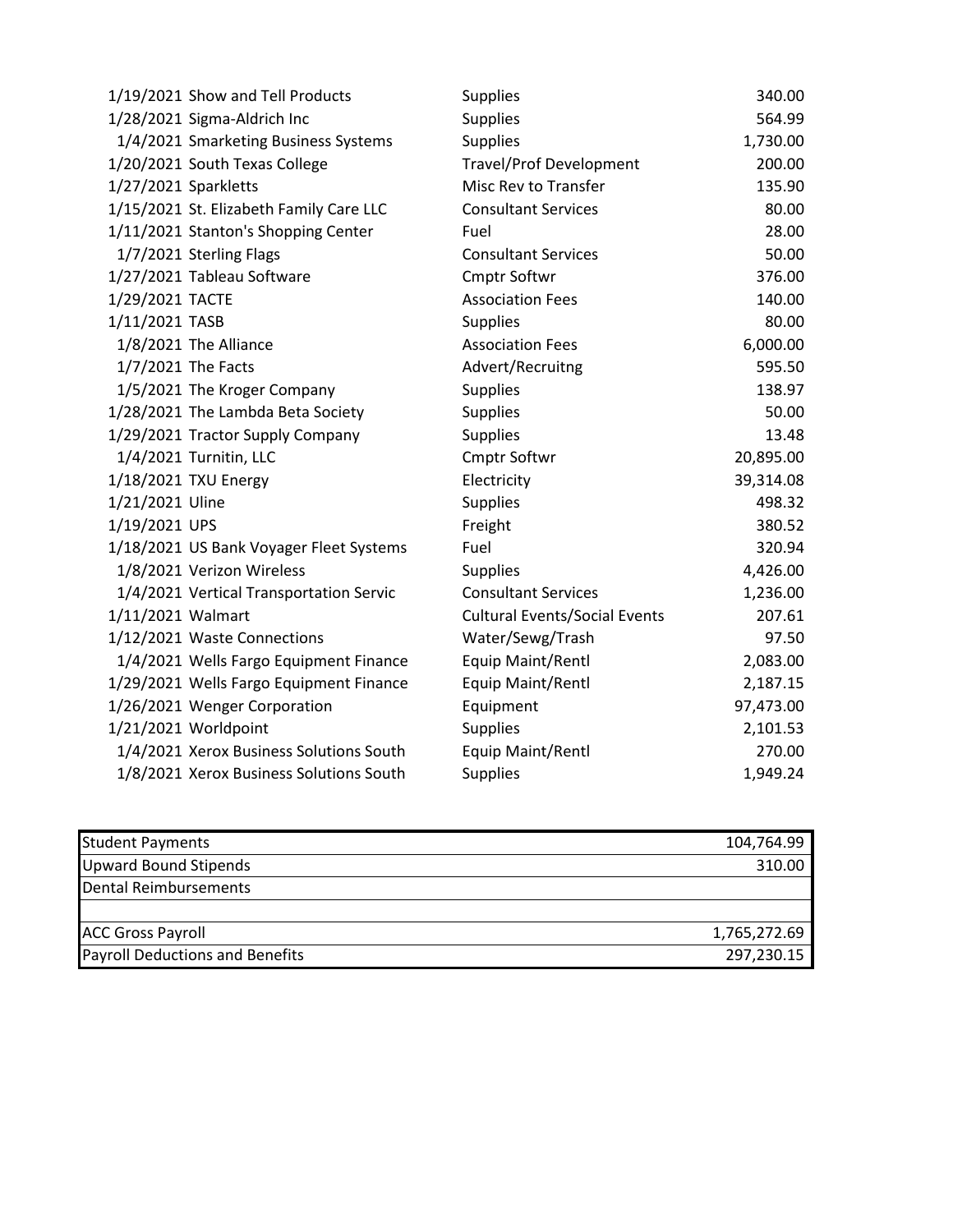| | | | |
|---|---|---|---|
| 1/19/2021 | Show and Tell Products | Supplies | 340.00 |
| 1/28/2021 | Sigma-Aldrich Inc | Supplies | 564.99 |
| 1/4/2021 | Smarketing Business Systems | Supplies | 1,730.00 |
| 1/20/2021 | South Texas College | Travel/Prof Development | 200.00 |
| 1/27/2021 | Sparkletts | Misc Rev to Transfer | 135.90 |
| 1/15/2021 | St. Elizabeth Family Care LLC | Consultant Services | 80.00 |
| 1/11/2021 | Stanton's Shopping Center | Fuel | 28.00 |
| 1/7/2021 | Sterling Flags | Consultant Services | 50.00 |
| 1/27/2021 | Tableau Software | Cmptr Softwr | 376.00 |
| 1/29/2021 | TACTE | Association Fees | 140.00 |
| 1/11/2021 | TASB | Supplies | 80.00 |
| 1/8/2021 | The Alliance | Association Fees | 6,000.00 |
| 1/7/2021 | The Facts | Advert/Recruitng | 595.50 |
| 1/5/2021 | The Kroger Company | Supplies | 138.97 |
| 1/28/2021 | The Lambda Beta Society | Supplies | 50.00 |
| 1/29/2021 | Tractor Supply Company | Supplies | 13.48 |
| 1/4/2021 | Turnitin, LLC | Cmptr Softwr | 20,895.00 |
| 1/18/2021 | TXU Energy | Electricity | 39,314.08 |
| 1/21/2021 | Uline | Supplies | 498.32 |
| 1/19/2021 | UPS | Freight | 380.52 |
| 1/18/2021 | US Bank Voyager Fleet Systems | Fuel | 320.94 |
| 1/8/2021 | Verizon Wireless | Supplies | 4,426.00 |
| 1/4/2021 | Vertical Transportation Servic | Consultant Services | 1,236.00 |
| 1/11/2021 | Walmart | Cultural Events/Social Events | 207.61 |
| 1/12/2021 | Waste Connections | Water/Sewg/Trash | 97.50 |
| 1/4/2021 | Wells Fargo Equipment Finance | Equip Maint/Rentl | 2,083.00 |
| 1/29/2021 | Wells Fargo Equipment Finance | Equip Maint/Rentl | 2,187.15 |
| 1/26/2021 | Wenger Corporation | Equipment | 97,473.00 |
| 1/21/2021 | Worldpoint | Supplies | 2,101.53 |
| 1/4/2021 | Xerox Business Solutions South | Equip Maint/Rentl | 270.00 |
| 1/8/2021 | Xerox Business Solutions South | Supplies | 1,949.24 |

| | |
|---|---|
| Student Payments | 104,764.99 |
| Upward Bound Stipends | 310.00 |
| Dental Reimbursements | |
| | |
| ACC Gross Payroll | 1,765,272.69 |
| Payroll Deductions and Benefits | 297,230.15 |